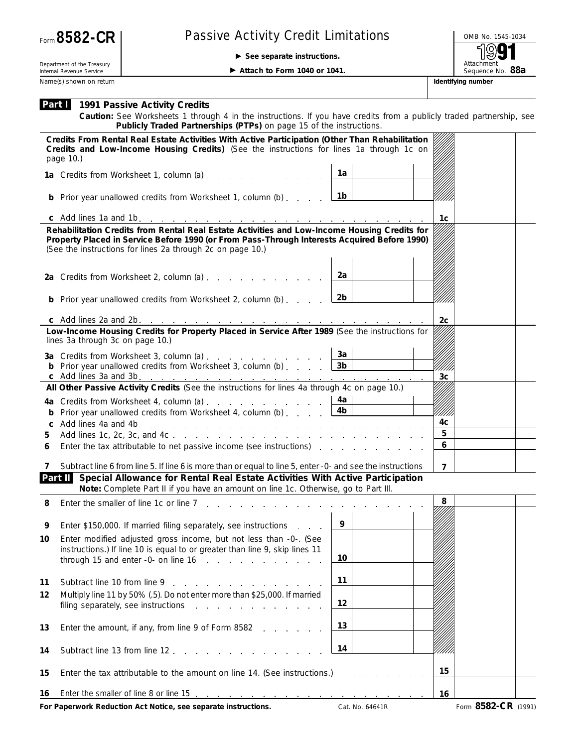Form **8582-CR**

Department of the Treasury
Internal Revenue Service

# Passive Activity Credit Limitations

► See separate instructions.

► Attach to Form 1040 or 1041.

OMB No. 1545-1034

**1991**

Attachment Sequence No. **88a**

Name(s) shown on return | Identifying number

## Part I 1991 Passive Activity Credits

**Caution:** See Worksheets 1 through 4 in the instructions. If you have credits from a publicly traded partnership, see **Publicly Traded Partnerships (PTPs)** on page 15 of the instructions.

**Credits From Rental Real Estate Activities With Active Participation (Other Than Rehabilitation Credits and Low-Income Housing Credits)** (See the instructions for lines 1a through 1c on page 10.)

| Line | Description | Box | Amount | Box | Amount |
|---|---|---|---|---|---|
| 1a | Credits from Worksheet 1, column (a) | 1a | | | |
| b | Prior year unallowed credits from Worksheet 1, column (b) | 1b | | | |
| c | Add lines 1a and 1b | | | 1c | |

**Rehabilitation Credits from Rental Real Estate Activities and Low-Income Housing Credits for Property Placed in Service Before 1990 (or From Pass-Through Interests Acquired Before 1990)** (See the instructions for lines 2a through 2c on page 10.)

| Line | Description | Box | Amount | Box | Amount |
|---|---|---|---|---|---|
| 2a | Credits from Worksheet 2, column (a) | 2a | | | |
| b | Prior year unallowed credits from Worksheet 2, column (b) | 2b | | | |
| c | Add lines 2a and 2b | | | 2c | |

**Low-Income Housing Credits for Property Placed in Service After 1989** (See the instructions for lines 3a through 3c on page 10.)

| Line | Description | Box | Amount | Box | Amount |
|---|---|---|---|---|---|
| 3a | Credits from Worksheet 3, column (a) | 3a | | | |
| b | Prior year unallowed credits from Worksheet 3, column (b) | 3b | | | |
| c | Add lines 3a and 3b | | | 3c | |

**All Other Passive Activity Credits** (See the instructions for lines 4a through 4c on page 10.)

| Line | Description | Box | Amount | Box | Amount |
|---|---|---|---|---|---|
| 4a | Credits from Worksheet 4, column (a) | 4a | | | |
| b | Prior year unallowed credits from Worksheet 4, column (b) | 4b | | | |
| c | Add lines 4a and 4b | | | 4c | |
| 5 | Add lines 1c, 2c, 3c, and 4c | | | 5 | |
| 6 | Enter the tax attributable to net passive income (see instructions) | | | 6 | |
| 7 | Subtract line 6 from line 5. If line 6 is more than or equal to line 5, enter -0- and see the instructions | | | 7 | |

## Part II Special Allowance for Rental Real Estate Activities With Active Participation

**Note:** Complete Part II if you have an amount on line 1c. Otherwise, go to Part III.

| Line | Description | Box | Amount | Box | Amount |
|---|---|---|---|---|---|
| 8 | Enter the smaller of line 1c or line 7 | | | 8 | |
| 9 | Enter $150,000. If married filing separately, see instructions | 9 | | | |
| 10 | Enter modified adjusted gross income, but not less than -0-. (See instructions.) If line 10 is equal to or greater than line 9, skip lines 11 through 15 and enter -0- on line 16 | 10 | | | |
| 11 | Subtract line 10 from line 9 | 11 | | | |
| 12 | Multiply line 11 by 50% (.5). Do not enter more than $25,000. If married filing separately, see instructions | 12 | | | |
| 13 | Enter the amount, if any, from line 9 of Form 8582 | 13 | | | |
| 14 | Subtract line 13 from line 12 | 14 | | | |
| 15 | Enter the tax attributable to the amount on line 14. (See instructions.) | | | 15 | |
| 16 | Enter the smaller of line 8 or line 15 | | | 16 | |

**For Paperwork Reduction Act Notice, see separate instructions.** Cat. No. 64641R Form **8582-CR** (1991)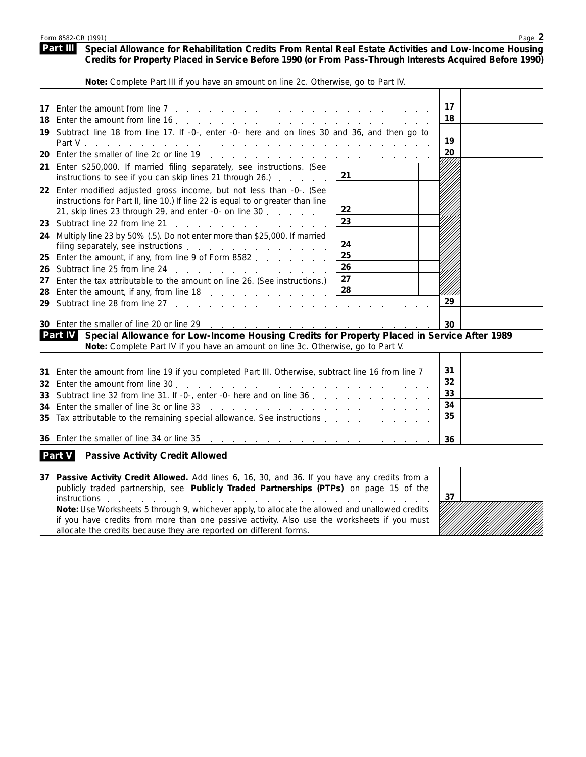**Part III** **Special Allowance for Rehabilitation Credits From Rental Real Estate Activities and Low-Income Housing Credits for Property Placed in Service Before 1990 (or From Pass-Through Interests Acquired Before 1990)**

**Note:** Complete Part III if you have an amount on line 2c. Otherwise, go to Part IV.

| | | | | |
|---|---|---|---|---|
| **17** Enter the amount from line 7 | | | 17 | |
| **18** Enter the amount from line 16 | | | 18 | |
| **19** Subtract line 18 from line 17. If -0-, enter -0- here and on lines 30 and 36, and then go to Part V | | | 19 | |
| **20** Enter the smaller of line 2c or line 19 | | | 20 | |
| **21** Enter $250,000. If married filing separately, see instructions. (See instructions to see if you can skip lines 21 through 26.) | 21 | | | |
| **22** Enter modified adjusted gross income, but not less than -0-. (See instructions for Part II, line 10.) If line 22 is equal to or greater than line 21, skip lines 23 through 29, and enter -0- on line 30 | 22 | | | |
| **23** Subtract line 22 from line 21 | 23 | | | |
| **24** Multiply line 23 by 50% (.5). Do not enter more than $25,000. If married filing separately, see instructions | 24 | | | |
| **25** Enter the amount, if any, from line 9 of Form 8582 | 25 | | | |
| **26** Subtract line 25 from line 24 | 26 | | | |
| **27** Enter the tax attributable to the amount on line 26. (See instructions.) | 27 | | | |
| **28** Enter the amount, if any, from line 18 | 28 | | | |
| **29** Subtract line 28 from line 27 | | | 29 | |
| **30** Enter the smaller of line 20 or line 29 | | | 30 | |

**Part IV** **Special Allowance for Low-Income Housing Credits for Property Placed in Service After 1989**

**Note:** Complete Part IV if you have an amount on line 3c. Otherwise, go to Part V.

| | | |
|---|---|---|
| **31** Enter the amount from line 19 if you completed Part III. Otherwise, subtract line 16 from line 7 | 31 | |
| **32** Enter the amount from line 30 | 32 | |
| **33** Subtract line 32 from line 31. If -0-, enter -0- here and on line 36 | 33 | |
| **34** Enter the smaller of line 3c or line 33 | 34 | |
| **35** Tax attributable to the remaining special allowance. See instructions | 35 | |
| **36** Enter the smaller of line 34 or line 35 | 36 | |

**Part V** **Passive Activity Credit Allowed**

| | | |
|---|---|---|
| **37** **Passive Activity Credit Allowed.** Add lines 6, 16, 30, and 36. If you have any credits from a publicly traded partnership, see **Publicly Traded Partnerships (PTPs)** on page 15 of the instructions | 37 | |

**Note:** Use Worksheets 5 through 9, whichever apply, to allocate the allowed and unallowed credits if you have credits from more than one passive activity. Also use the worksheets if you must allocate the credits because they are reported on different forms.